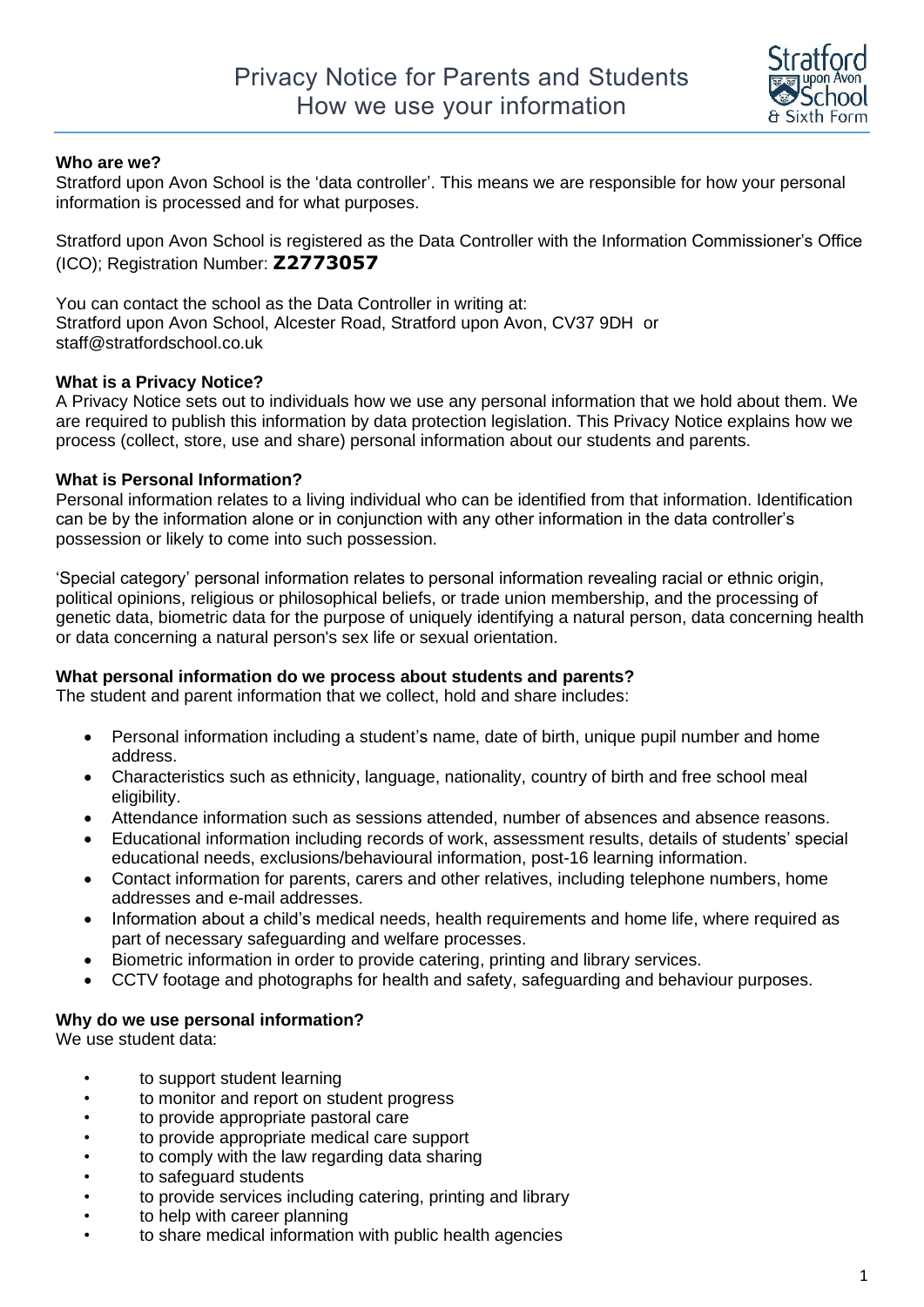# Privacy Notice for Parents and Students
# How we use your information

**Who are we?**

Stratford upon Avon School is the 'data controller'. This means we are responsible for how your personal information is processed and for what purposes.

Stratford upon Avon School is registered as the Data Controller with the Information Commissioner's Office (ICO); Registration Number: **Z2773057**

You can contact the school as the Data Controller in writing at:
Stratford upon Avon School, Alcester Road, Stratford upon Avon, CV37 9DH or
staff@stratfordschool.co.uk

**What is a Privacy Notice?**

A Privacy Notice sets out to individuals how we use any personal information that we hold about them. We are required to publish this information by data protection legislation. This Privacy Notice explains how we process (collect, store, use and share) personal information about our students and parents.

**What is Personal Information?**

Personal information relates to a living individual who can be identified from that information. Identification can be by the information alone or in conjunction with any other information in the data controller's possession or likely to come into such possession.

'Special category' personal information relates to personal information revealing racial or ethnic origin, political opinions, religious or philosophical beliefs, or trade union membership, and the processing of genetic data, biometric data for the purpose of uniquely identifying a natural person, data concerning health or data concerning a natural person's sex life or sexual orientation.

**What personal information do we process about students and parents?**

The student and parent information that we collect, hold and share includes:

- Personal information including a student's name, date of birth, unique pupil number and home address.
- Characteristics such as ethnicity, language, nationality, country of birth and free school meal eligibility.
- Attendance information such as sessions attended, number of absences and absence reasons.
- Educational information including records of work, assessment results, details of students' special educational needs, exclusions/behavioural information, post-16 learning information.
- Contact information for parents, carers and other relatives, including telephone numbers, home addresses and e-mail addresses.
- Information about a child's medical needs, health requirements and home life, where required as part of necessary safeguarding and welfare processes.
- Biometric information in order to provide catering, printing and library services.
- CCTV footage and photographs for health and safety, safeguarding and behaviour purposes.

**Why do we use personal information?**

We use student data:

- to support student learning
- to monitor and report on student progress
- to provide appropriate pastoral care
- to provide appropriate medical care support
- to comply with the law regarding data sharing
- to safeguard students
- to provide services including catering, printing and library
- to help with career planning
- to share medical information with public health agencies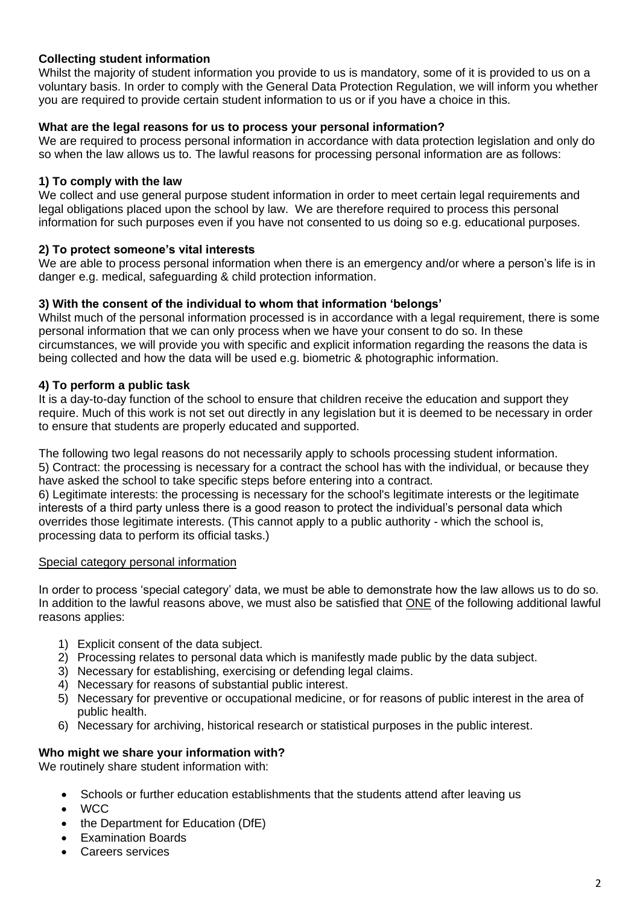**Collecting student information**

Whilst the majority of student information you provide to us is mandatory, some of it is provided to us on a voluntary basis. In order to comply with the General Data Protection Regulation, we will inform you whether you are required to provide certain student information to us or if you have a choice in this.

**What are the legal reasons for us to process your personal information?**

We are required to process personal information in accordance with data protection legislation and only do so when the law allows us to. The lawful reasons for processing personal information are as follows:

**1) To comply with the law**

We collect and use general purpose student information in order to meet certain legal requirements and legal obligations placed upon the school by law. We are therefore required to process this personal information for such purposes even if you have not consented to us doing so e.g. educational purposes.

**2) To protect someone's vital interests**

We are able to process personal information when there is an emergency and/or where a person's life is in danger e.g. medical, safeguarding & child protection information.

**3) With the consent of the individual to whom that information 'belongs'**

Whilst much of the personal information processed is in accordance with a legal requirement, there is some personal information that we can only process when we have your consent to do so. In these circumstances, we will provide you with specific and explicit information regarding the reasons the data is being collected and how the data will be used e.g. biometric & photographic information.

**4) To perform a public task**

It is a day-to-day function of the school to ensure that children receive the education and support they require. Much of this work is not set out directly in any legislation but it is deemed to be necessary in order to ensure that students are properly educated and supported.

The following two legal reasons do not necessarily apply to schools processing student information.
5) Contract: the processing is necessary for a contract the school has with the individual, or because they have asked the school to take specific steps before entering into a contract.
6) Legitimate interests: the processing is necessary for the school's legitimate interests or the legitimate interests of a third party unless there is a good reason to protect the individual's personal data which overrides those legitimate interests. (This cannot apply to a public authority - which the school is, processing data to perform its official tasks.)

<u>Special category personal information</u>

In order to process 'special category' data, we must be able to demonstrate how the law allows us to do so. In addition to the lawful reasons above, we must also be satisfied that <u>ONE</u> of the following additional lawful reasons applies:

1) Explicit consent of the data subject.
2) Processing relates to personal data which is manifestly made public by the data subject.
3) Necessary for establishing, exercising or defending legal claims.
4) Necessary for reasons of substantial public interest.
5) Necessary for preventive or occupational medicine, or for reasons of public interest in the area of public health.
6) Necessary for archiving, historical research or statistical purposes in the public interest.

**Who might we share your information with?**

We routinely share student information with:

- Schools or further education establishments that the students attend after leaving us
- WCC
- the Department for Education (DfE)
- Examination Boards
- Careers services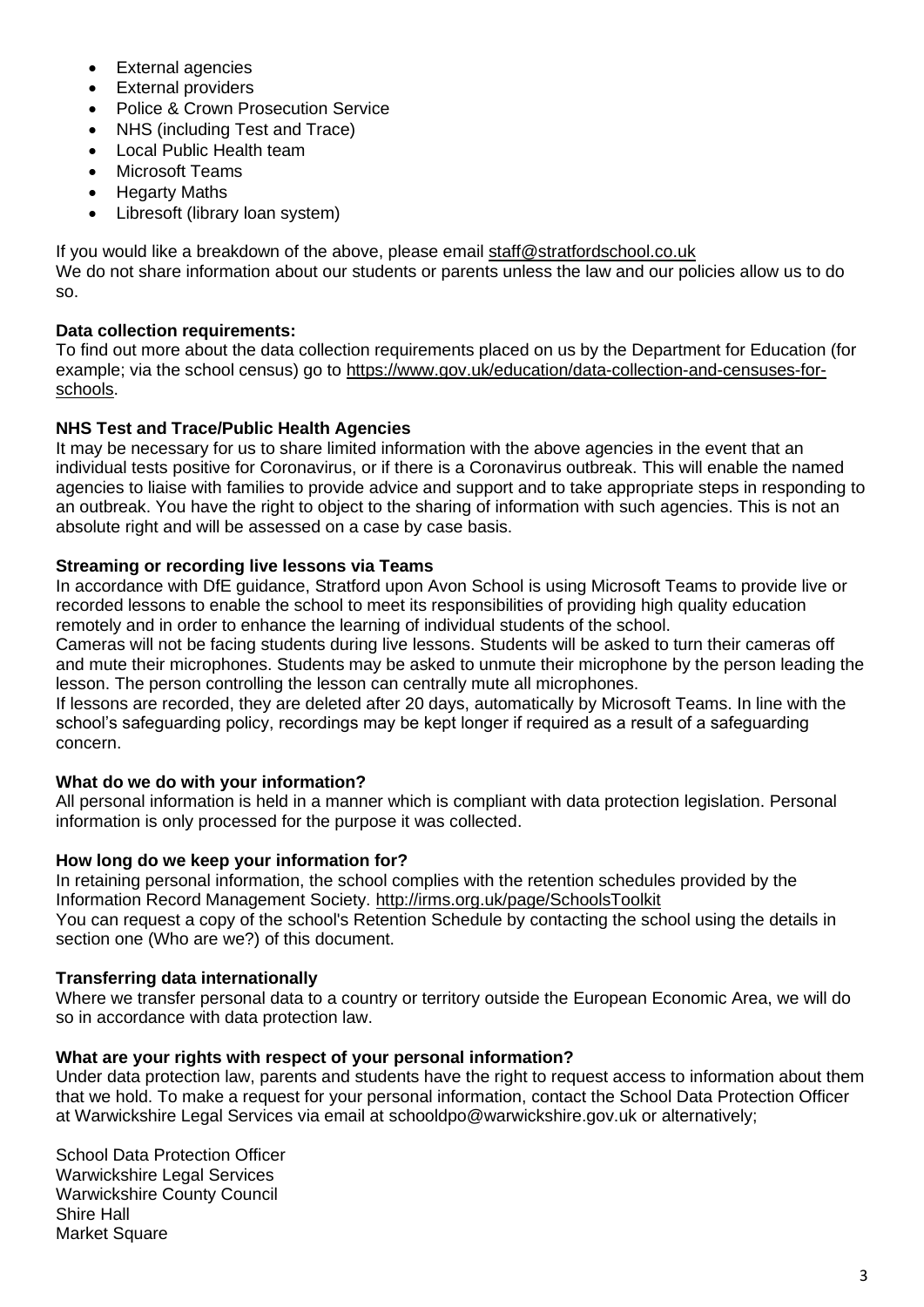- External agencies
- External providers
- Police & Crown Prosecution Service
- NHS (including Test and Trace)
- Local Public Health team
- Microsoft Teams
- Hegarty Maths
- Libresoft (library loan system)

If you would like a breakdown of the above, please email staff@stratfordschool.co.uk
We do not share information about our students or parents unless the law and our policies allow us to do so.

**Data collection requirements:**
To find out more about the data collection requirements placed on us by the Department for Education (for example; via the school census) go to https://www.gov.uk/education/data-collection-and-censuses-for-schools.

**NHS Test and Trace/Public Health Agencies**
It may be necessary for us to share limited information with the above agencies in the event that an individual tests positive for Coronavirus, or if there is a Coronavirus outbreak. This will enable the named agencies to liaise with families to provide advice and support and to take appropriate steps in responding to an outbreak. You have the right to object to the sharing of information with such agencies. This is not an absolute right and will be assessed on a case by case basis.

**Streaming or recording live lessons via Teams**
In accordance with DfE guidance, Stratford upon Avon School is using Microsoft Teams to provide live or recorded lessons to enable the school to meet its responsibilities of providing high quality education remotely and in order to enhance the learning of individual students of the school.
Cameras will not be facing students during live lessons. Students will be asked to turn their cameras off and mute their microphones. Students may be asked to unmute their microphone by the person leading the lesson. The person controlling the lesson can centrally mute all microphones.
If lessons are recorded, they are deleted after 20 days, automatically by Microsoft Teams. In line with the school's safeguarding policy, recordings may be kept longer if required as a result of a safeguarding concern.

**What do we do with your information?**
All personal information is held in a manner which is compliant with data protection legislation. Personal information is only processed for the purpose it was collected.

**How long do we keep your information for?**
In retaining personal information, the school complies with the retention schedules provided by the Information Record Management Society. http://irms.org.uk/page/SchoolsToolkit
You can request a copy of the school's Retention Schedule by contacting the school using the details in section one (Who are we?) of this document.

**Transferring data internationally**
Where we transfer personal data to a country or territory outside the European Economic Area, we will do so in accordance with data protection law.

**What are your rights with respect of your personal information?**
Under data protection law, parents and students have the right to request access to information about them that we hold. To make a request for your personal information, contact the School Data Protection Officer at Warwickshire Legal Services via email at schooldpo@warwickshire.gov.uk or alternatively;

School Data Protection Officer
Warwickshire Legal Services
Warwickshire County Council
Shire Hall
Market Square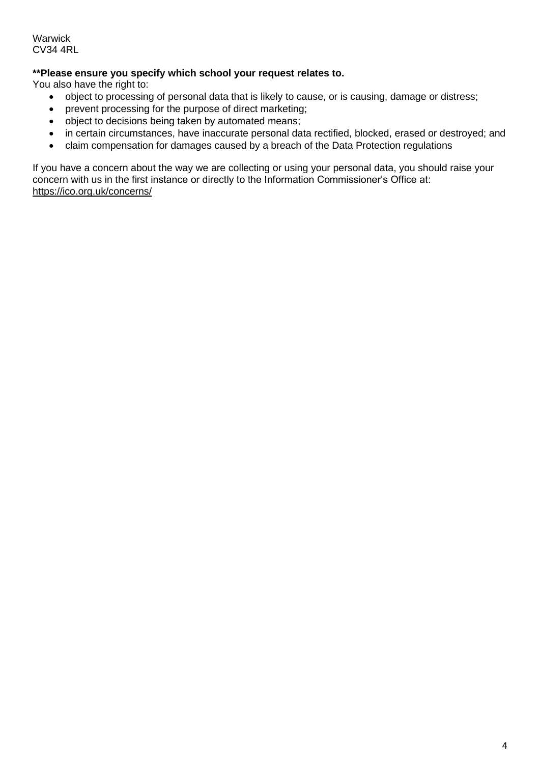Warwick
CV34 4RL

**\*\*Please ensure you specify which school your request relates to.**

You also have the right to:

- object to processing of personal data that is likely to cause, or is causing, damage or distress;
- prevent processing for the purpose of direct marketing;
- object to decisions being taken by automated means;
- in certain circumstances, have inaccurate personal data rectified, blocked, erased or destroyed; and
- claim compensation for damages caused by a breach of the Data Protection regulations

If you have a concern about the way we are collecting or using your personal data, you should raise your concern with us in the first instance or directly to the Information Commissioner's Office at: https://ico.org.uk/concerns/